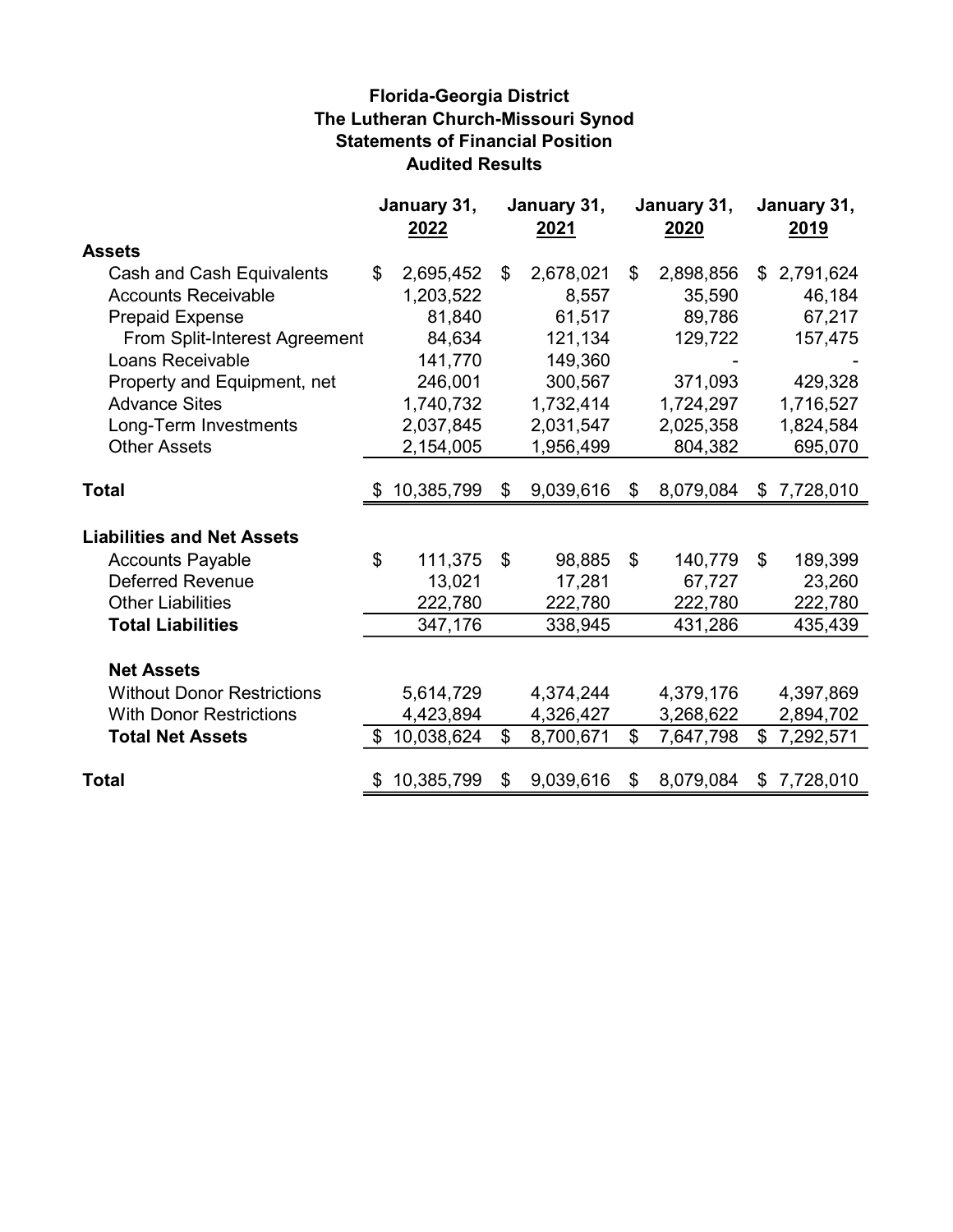# Florida-Georgia District
## The Lutheran Church-Missouri Synod
## Statements of Financial Position
## Audited Results

| | January 31, 2022 | January 31, 2021 | January 31, 2020 | January 31, 2019 |
|---|---|---|---|---|
| **Assets** | | | | |
| Cash and Cash Equivalents | $ 2,695,452 | $ 2,678,021 | $ 2,898,856 | $ 2,791,624 |
| Accounts Receivable | 1,203,522 | 8,557 | 35,590 | 46,184 |
| Prepaid Expense | 81,840 | 61,517 | 89,786 | 67,217 |
| From Split-Interest Agreement | 84,634 | 121,134 | 129,722 | 157,475 |
| Loans Receivable | 141,770 | 149,360 | - | - |
| Property and Equipment, net | 246,001 | 300,567 | 371,093 | 429,328 |
| Advance Sites | 1,740,732 | 1,732,414 | 1,724,297 | 1,716,527 |
| Long-Term Investments | 2,037,845 | 2,031,547 | 2,025,358 | 1,824,584 |
| Other Assets | 2,154,005 | 1,956,499 | 804,382 | 695,070 |
| **Total** | $ 10,385,799 | $ 9,039,616 | $ 8,079,084 | $ 7,728,010 |
| **Liabilities and Net Assets** | | | | |
| Accounts Payable | $ 111,375 | $ 98,885 | $ 140,779 | $ 189,399 |
| Deferred Revenue | 13,021 | 17,281 | 67,727 | 23,260 |
| Other Liabilities | 222,780 | 222,780 | 222,780 | 222,780 |
| **Total Liabilities** | 347,176 | 338,945 | 431,286 | 435,439 |
| **Net Assets** | | | | |
| Without Donor Restrictions | 5,614,729 | 4,374,244 | 4,379,176 | 4,397,869 |
| With Donor Restrictions | 4,423,894 | 4,326,427 | 3,268,622 | 2,894,702 |
| **Total Net Assets** | $ 10,038,624 | $ 8,700,671 | $ 7,647,798 | $ 7,292,571 |
| **Total** | $ 10,385,799 | $ 9,039,616 | $ 8,079,084 | $ 7,728,010 |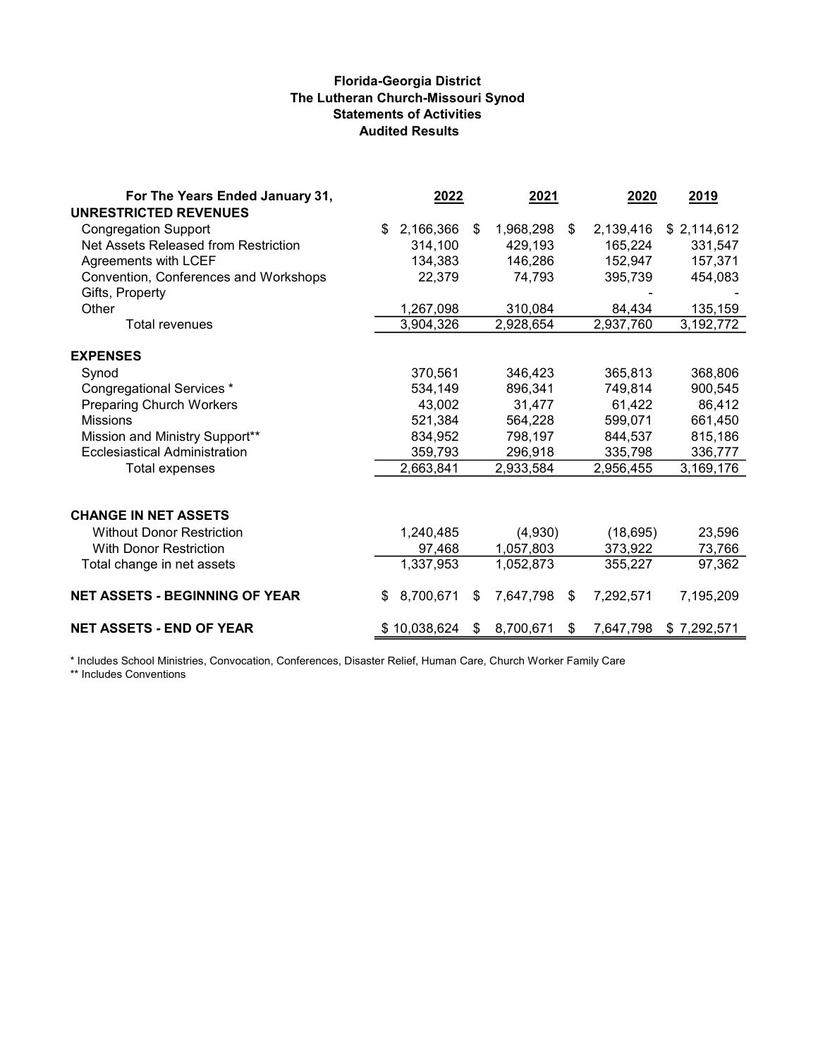# Florida-Georgia District
## The Lutheran Church-Missouri Synod
### Statements of Activities
### Audited Results

| For The Years Ended January 31, | 2022 | 2021 | 2020 | 2019 |
|---|---|---|---|---|
| **UNRESTRICTED REVENUES** | | | | |
| Congregation Support | $ 2,166,366 | $ 1,968,298 | $ 2,139,416 | $ 2,114,612 |
| Net Assets Released from Restriction | 314,100 | 429,193 | 165,224 | 331,547 |
| Agreements with LCEF | 134,383 | 146,286 | 152,947 | 157,371 |
| Convention, Conferences and Workshops | 22,379 | 74,793 | 395,739 | 454,083 |
| Gifts, Property | | | - | - |
| Other | 1,267,098 | 310,084 | 84,434 | 135,159 |
| Total revenues | 3,904,326 | 2,928,654 | 2,937,760 | 3,192,772 |
| **EXPENSES** | | | | |
| Synod | 370,561 | 346,423 | 365,813 | 368,806 |
| Congregational Services * | 534,149 | 896,341 | 749,814 | 900,545 |
| Preparing Church Workers | 43,002 | 31,477 | 61,422 | 86,412 |
| Missions | 521,384 | 564,228 | 599,071 | 661,450 |
| Mission and Ministry Support** | 834,952 | 798,197 | 844,537 | 815,186 |
| Ecclesiastical Administration | 359,793 | 296,918 | 335,798 | 336,777 |
| Total expenses | 2,663,841 | 2,933,584 | 2,956,455 | 3,169,176 |
| **CHANGE IN NET ASSETS** | | | | |
| Without Donor Restriction | 1,240,485 | (4,930) | (18,695) | 23,596 |
| With Donor Restriction | 97,468 | 1,057,803 | 373,922 | 73,766 |
| Total change in net assets | 1,337,953 | 1,052,873 | 355,227 | 97,362 |
| **NET ASSETS - BEGINNING OF YEAR** | $ 8,700,671 | $ 7,647,798 | $ 7,292,571 | 7,195,209 |
| **NET ASSETS - END OF YEAR** | $ 10,038,624 | $ 8,700,671 | $ 7,647,798 | $ 7,292,571 |

\* Includes School Ministries, Convocation, Conferences, Disaster Relief, Human Care, Church Worker Family Care

** Includes Conventions